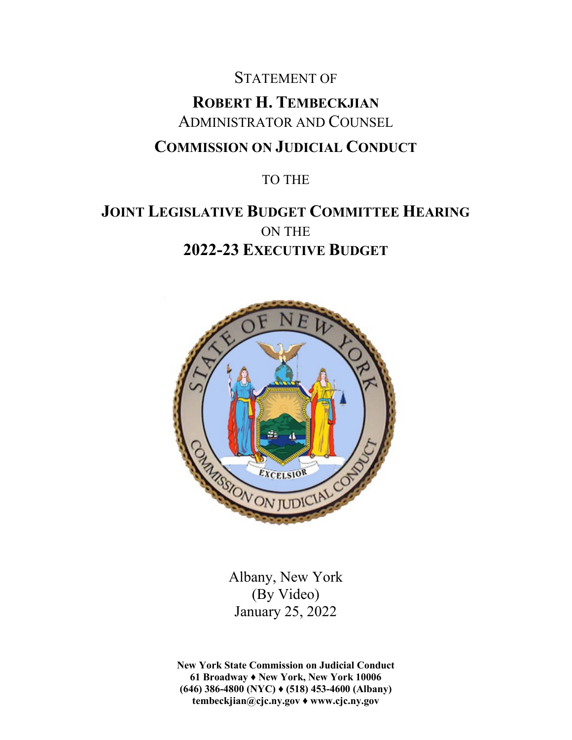STATEMENT OF

# ROBERT H. TEMBECKJIAN

ADMINISTRATOR AND COUNSEL

## COMMISSION ON JUDICIAL CONDUCT

TO THE

## JOINT LEGISLATIVE BUDGET COMMITTEE HEARING

ON THE

## 2022-23 EXECUTIVE BUDGET

Albany, New York
(By Video)
January 25, 2022

**New York State Commission on Judicial Conduct**
**61 Broadway ♦ New York, New York 10006**
**(646) 386-4800 (NYC) ♦ (518) 453-4600 (Albany)**
**tembeckjian@cjc.ny.gov ♦ www.cjc.ny.gov**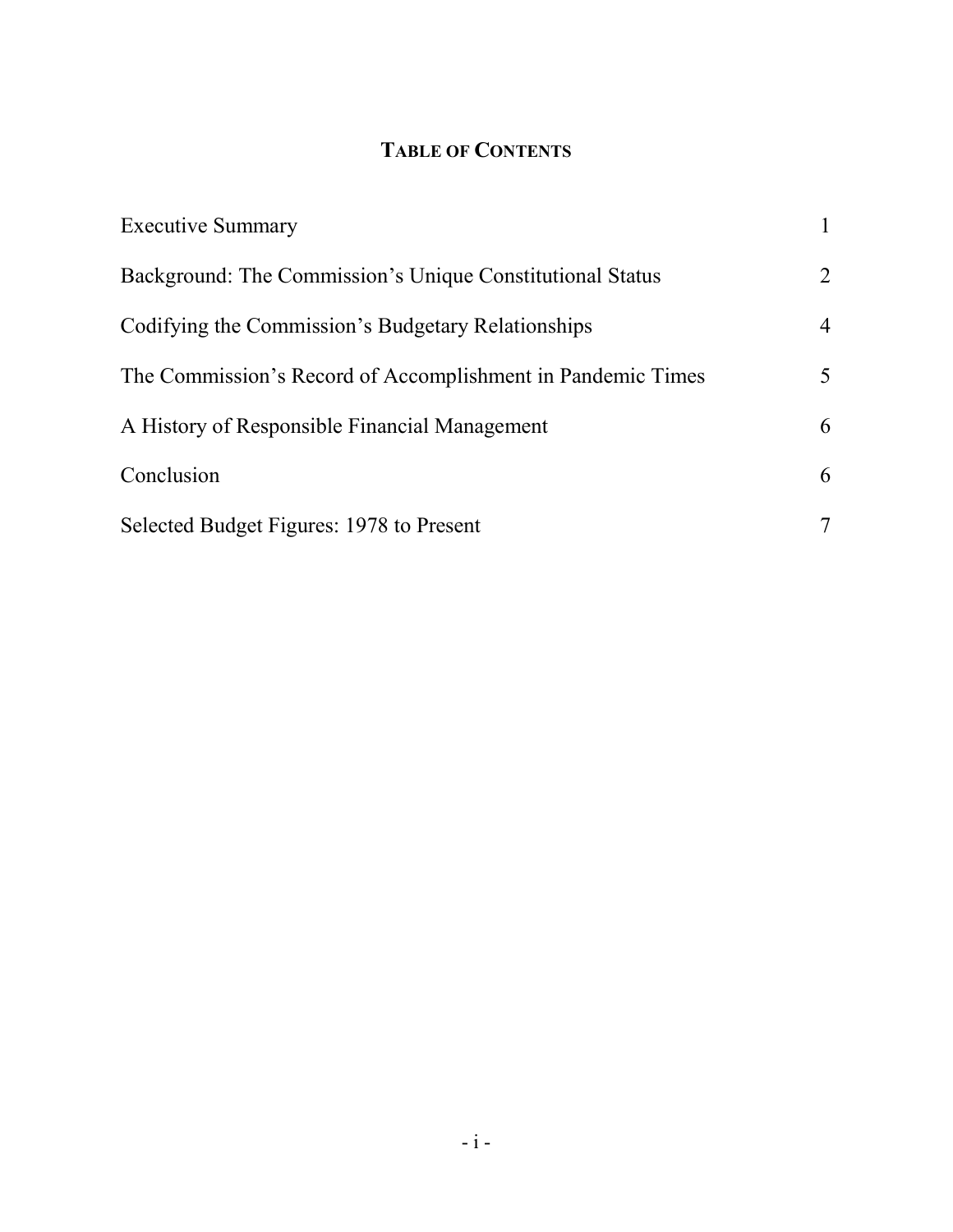## TABLE OF CONTENTS

| | |
|---|---|
| Executive Summary | 1 |
| Background: The Commission's Unique Constitutional Status | 2 |
| Codifying the Commission's Budgetary Relationships | 4 |
| The Commission's Record of Accomplishment in Pandemic Times | 5 |
| A History of Responsible Financial Management | 6 |
| Conclusion | 6 |
| Selected Budget Figures: 1978 to Present | 7 |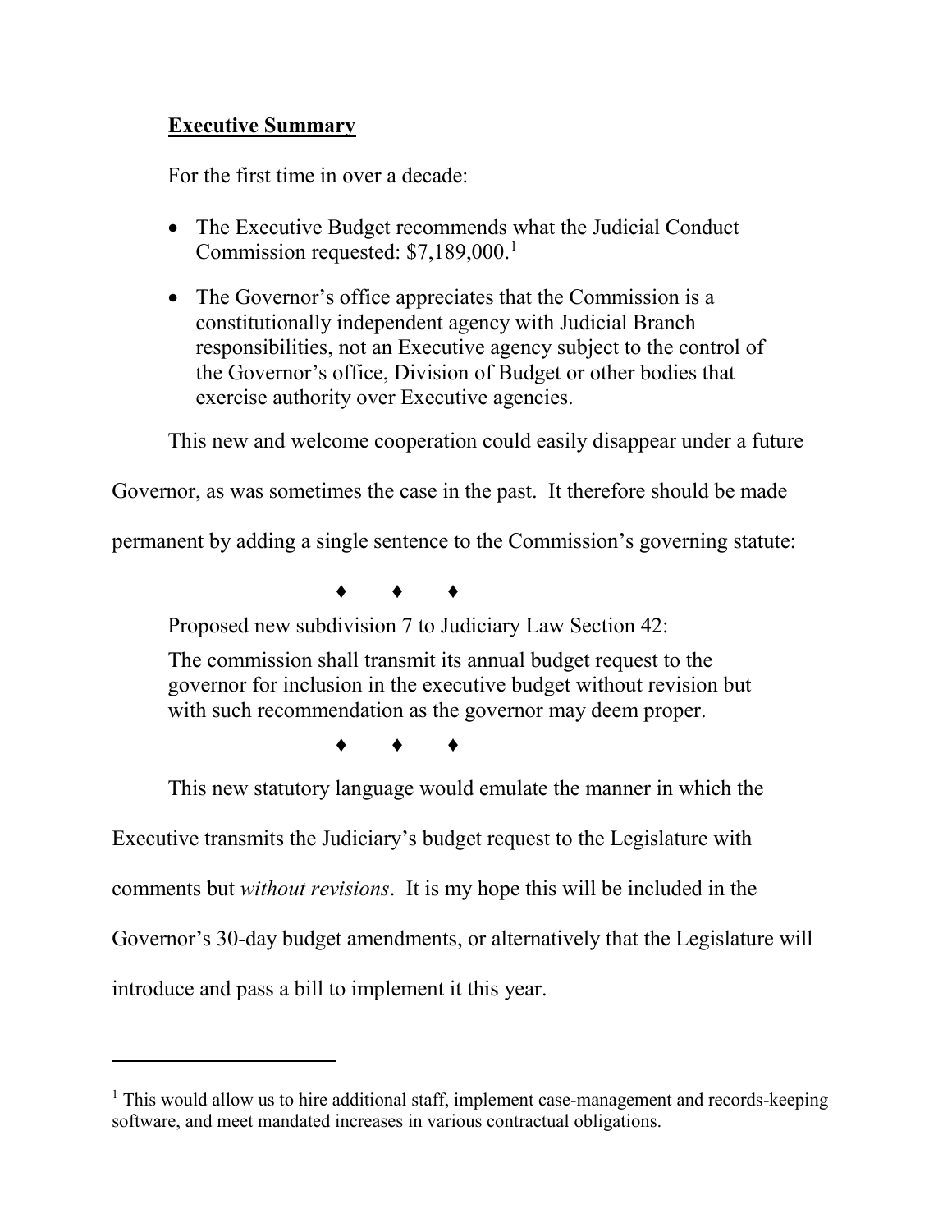**Executive Summary**

For the first time in over a decade:

- The Executive Budget recommends what the Judicial Conduct Commission requested: $7,189,000.[1]
- The Governor's office appreciates that the Commission is a constitutionally independent agency with Judicial Branch responsibilities, not an Executive agency subject to the control of the Governor's office, Division of Budget or other bodies that exercise authority over Executive agencies.

This new and welcome cooperation could easily disappear under a future Governor, as was sometimes the case in the past. It therefore should be made permanent by adding a single sentence to the Commission's governing statute:

♦ ♦ ♦

Proposed new subdivision 7 to Judiciary Law Section 42:

The commission shall transmit its annual budget request to the governor for inclusion in the executive budget without revision but with such recommendation as the governor may deem proper.

♦ ♦ ♦

This new statutory language would emulate the manner in which the Executive transmits the Judiciary's budget request to the Legislature with comments but *without revisions*. It is my hope this will be included in the Governor's 30-day budget amendments, or alternatively that the Legislature will introduce and pass a bill to implement it this year.

---

[1] This would allow us to hire additional staff, implement case-management and records-keeping software, and meet mandated increases in various contractual obligations.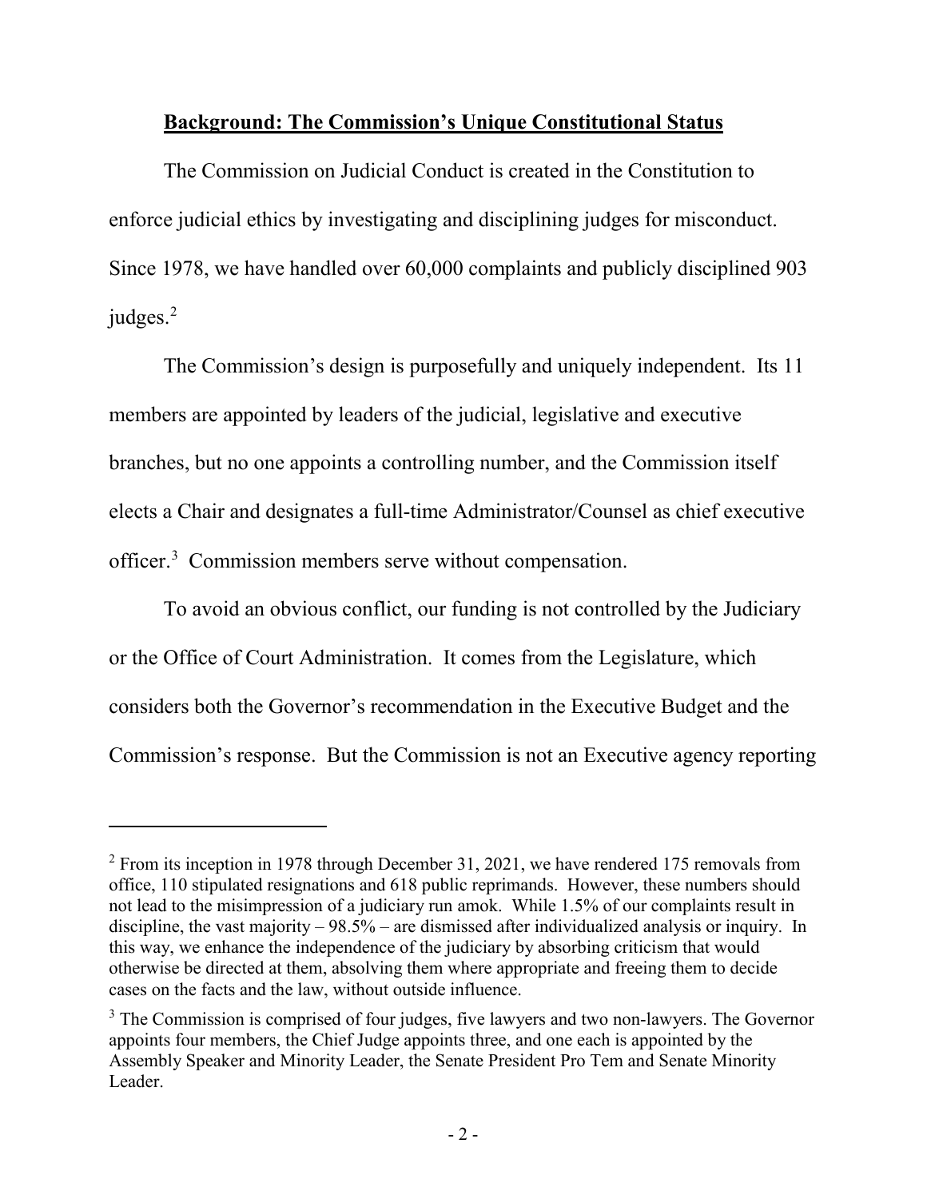## **Background: The Commission's Unique Constitutional Status**

The Commission on Judicial Conduct is created in the Constitution to enforce judicial ethics by investigating and disciplining judges for misconduct. Since 1978, we have handled over 60,000 complaints and publicly disciplined 903 judges.[2]

The Commission's design is purposefully and uniquely independent. Its 11 members are appointed by leaders of the judicial, legislative and executive branches, but no one appoints a controlling number, and the Commission itself elects a Chair and designates a full-time Administrator/Counsel as chief executive officer.[3] Commission members serve without compensation.

To avoid an obvious conflict, our funding is not controlled by the Judiciary or the Office of Court Administration. It comes from the Legislature, which considers both the Governor's recommendation in the Executive Budget and the Commission's response. But the Commission is not an Executive agency reporting

---

[2] From its inception in 1978 through December 31, 2021, we have rendered 175 removals from office, 110 stipulated resignations and 618 public reprimands. However, these numbers should not lead to the misimpression of a judiciary run amok. While 1.5% of our complaints result in discipline, the vast majority – 98.5% – are dismissed after individualized analysis or inquiry. In this way, we enhance the independence of the judiciary by absorbing criticism that would otherwise be directed at them, absolving them where appropriate and freeing them to decide cases on the facts and the law, without outside influence.

[3] The Commission is comprised of four judges, five lawyers and two non-lawyers. The Governor appoints four members, the Chief Judge appoints three, and one each is appointed by the Assembly Speaker and Minority Leader, the Senate President Pro Tem and Senate Minority Leader.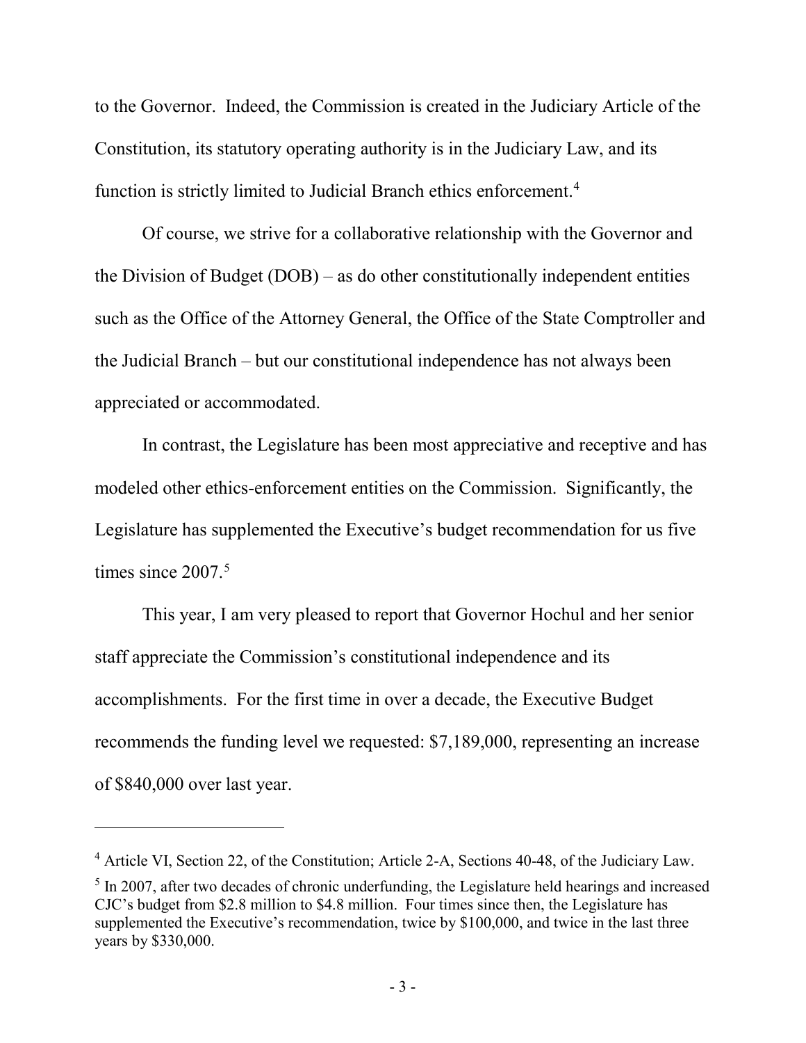to the Governor. Indeed, the Commission is created in the Judiciary Article of the Constitution, its statutory operating authority is in the Judiciary Law, and its function is strictly limited to Judicial Branch ethics enforcement.[4]

Of course, we strive for a collaborative relationship with the Governor and the Division of Budget (DOB) – as do other constitutionally independent entities such as the Office of the Attorney General, the Office of the State Comptroller and the Judicial Branch – but our constitutional independence has not always been appreciated or accommodated.

In contrast, the Legislature has been most appreciative and receptive and has modeled other ethics-enforcement entities on the Commission. Significantly, the Legislature has supplemented the Executive's budget recommendation for us five times since 2007.[5]

This year, I am very pleased to report that Governor Hochul and her senior staff appreciate the Commission's constitutional independence and its accomplishments. For the first time in over a decade, the Executive Budget recommends the funding level we requested: $7,189,000, representing an increase of $840,000 over last year.

---

[4] Article VI, Section 22, of the Constitution; Article 2-A, Sections 40-48, of the Judiciary Law.

[5] In 2007, after two decades of chronic underfunding, the Legislature held hearings and increased CJC's budget from $2.8 million to $4.8 million. Four times since then, the Legislature has supplemented the Executive's recommendation, twice by $100,000, and twice in the last three years by $330,000.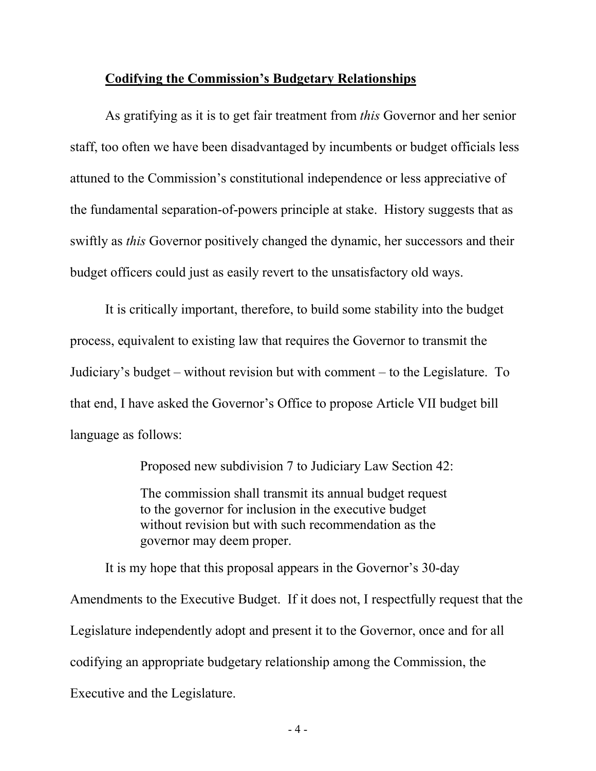**Codifying the Commission's Budgetary Relationships**

As gratifying as it is to get fair treatment from *this* Governor and her senior staff, too often we have been disadvantaged by incumbents or budget officials less attuned to the Commission's constitutional independence or less appreciative of the fundamental separation-of-powers principle at stake. History suggests that as swiftly as *this* Governor positively changed the dynamic, her successors and their budget officers could just as easily revert to the unsatisfactory old ways.

It is critically important, therefore, to build some stability into the budget process, equivalent to existing law that requires the Governor to transmit the Judiciary's budget – without revision but with comment – to the Legislature. To that end, I have asked the Governor's Office to propose Article VII budget bill language as follows:

> Proposed new subdivision 7 to Judiciary Law Section 42:
>
> The commission shall transmit its annual budget request to the governor for inclusion in the executive budget without revision but with such recommendation as the governor may deem proper.

It is my hope that this proposal appears in the Governor's 30-day Amendments to the Executive Budget. If it does not, I respectfully request that the Legislature independently adopt and present it to the Governor, once and for all codifying an appropriate budgetary relationship among the Commission, the Executive and the Legislature.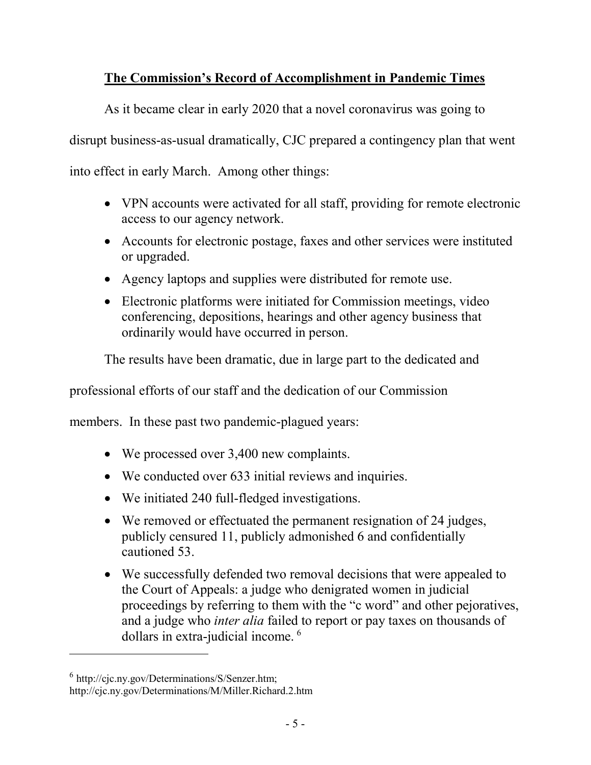## **The Commission's Record of Accomplishment in Pandemic Times**

As it became clear in early 2020 that a novel coronavirus was going to disrupt business-as-usual dramatically, CJC prepared a contingency plan that went into effect in early March. Among other things:

- VPN accounts were activated for all staff, providing for remote electronic access to our agency network.
- Accounts for electronic postage, faxes and other services were instituted or upgraded.
- Agency laptops and supplies were distributed for remote use.
- Electronic platforms were initiated for Commission meetings, video conferencing, depositions, hearings and other agency business that ordinarily would have occurred in person.

The results have been dramatic, due in large part to the dedicated and professional efforts of our staff and the dedication of our Commission members. In these past two pandemic-plagued years:

- We processed over 3,400 new complaints.
- We conducted over 633 initial reviews and inquiries.
- We initiated 240 full-fledged investigations.
- We removed or effectuated the permanent resignation of 24 judges, publicly censured 11, publicly admonished 6 and confidentially cautioned 53.
- We successfully defended two removal decisions that were appealed to the Court of Appeals: a judge who denigrated women in judicial proceedings by referring to them with the "c word" and other pejoratives, and a judge who *inter alia* failed to report or pay taxes on thousands of dollars in extra-judicial income. [6]

---

[6] http://cjc.ny.gov/Determinations/S/Senzer.htm;
http://cjc.ny.gov/Determinations/M/Miller.Richard.2.htm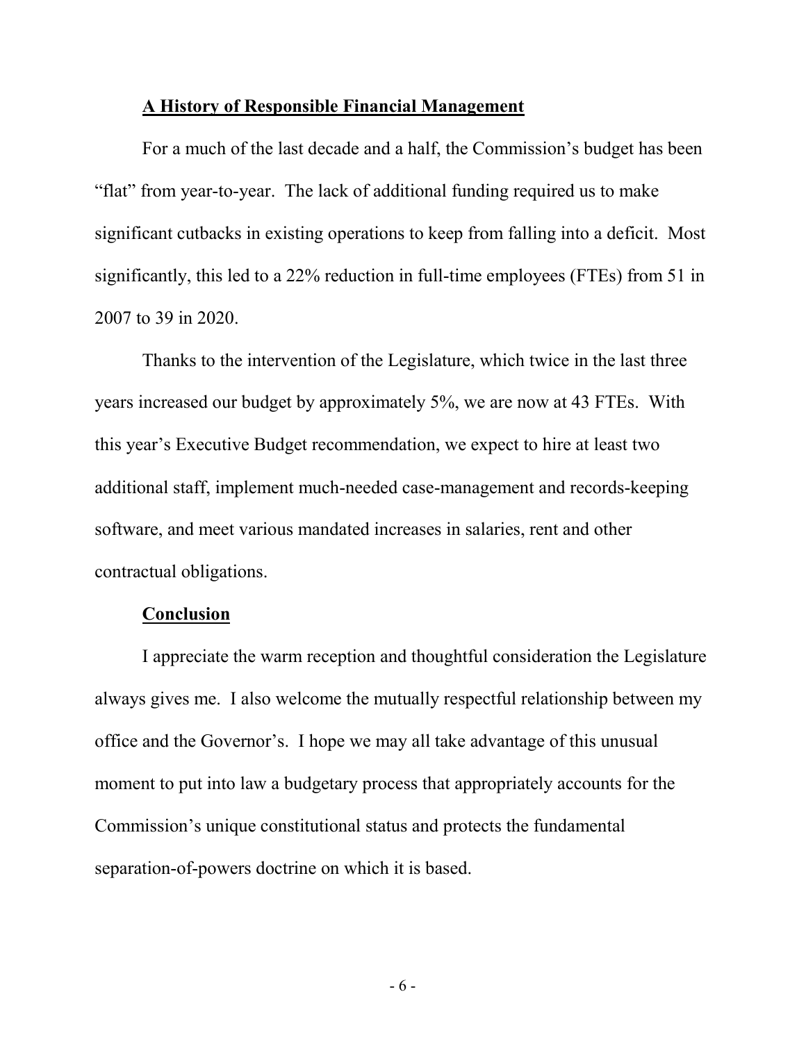## A History of Responsible Financial Management

For a much of the last decade and a half, the Commission's budget has been "flat" from year-to-year. The lack of additional funding required us to make significant cutbacks in existing operations to keep from falling into a deficit. Most significantly, this led to a 22% reduction in full-time employees (FTEs) from 51 in 2007 to 39 in 2020.

Thanks to the intervention of the Legislature, which twice in the last three years increased our budget by approximately 5%, we are now at 43 FTEs. With this year's Executive Budget recommendation, we expect to hire at least two additional staff, implement much-needed case-management and records-keeping software, and meet various mandated increases in salaries, rent and other contractual obligations.

## Conclusion

I appreciate the warm reception and thoughtful consideration the Legislature always gives me. I also welcome the mutually respectful relationship between my office and the Governor's. I hope we may all take advantage of this unusual moment to put into law a budgetary process that appropriately accounts for the Commission's unique constitutional status and protects the fundamental separation-of-powers doctrine on which it is based.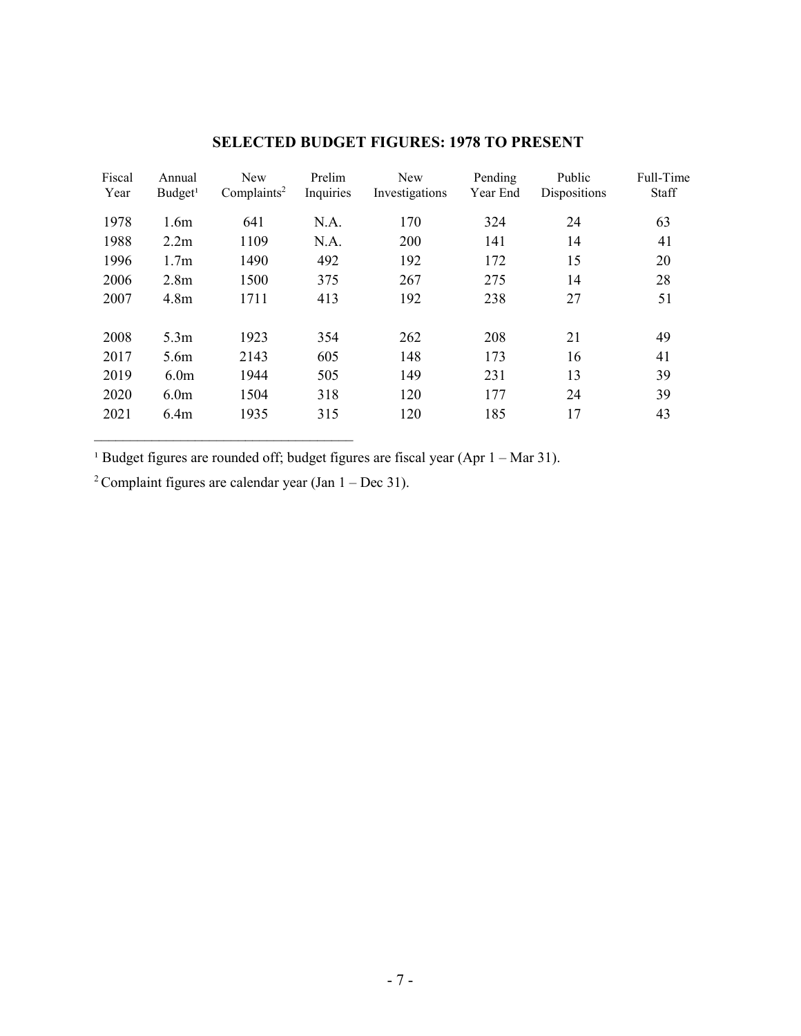## SELECTED BUDGET FIGURES: 1978 TO PRESENT

| Fiscal Year | Annual Budget[1] | New Complaints[2] | Prelim Inquiries | New Investigations | Pending Year End | Public Dispositions | Full-Time Staff |
|---|---|---|---|---|---|---|---|
| 1978 | 1.6m | 641 | N.A. | 170 | 324 | 24 | 63 |
| 1988 | 2.2m | 1109 | N.A. | 200 | 141 | 14 | 41 |
| 1996 | 1.7m | 1490 | 492 | 192 | 172 | 15 | 20 |
| 2006 | 2.8m | 1500 | 375 | 267 | 275 | 14 | 28 |
| 2007 | 4.8m | 1711 | 413 | 192 | 238 | 27 | 51 |
| 2008 | 5.3m | 1923 | 354 | 262 | 208 | 21 | 49 |
| 2017 | 5.6m | 2143 | 605 | 148 | 173 | 16 | 41 |
| 2019 | 6.0m | 1944 | 505 | 149 | 231 | 13 | 39 |
| 2020 | 6.0m | 1504 | 318 | 120 | 177 | 24 | 39 |
| 2021 | 6.4m | 1935 | 315 | 120 | 185 | 17 | 43 |

[1] Budget figures are rounded off; budget figures are fiscal year (Apr 1 – Mar 31).

[2] Complaint figures are calendar year (Jan 1 – Dec 31).